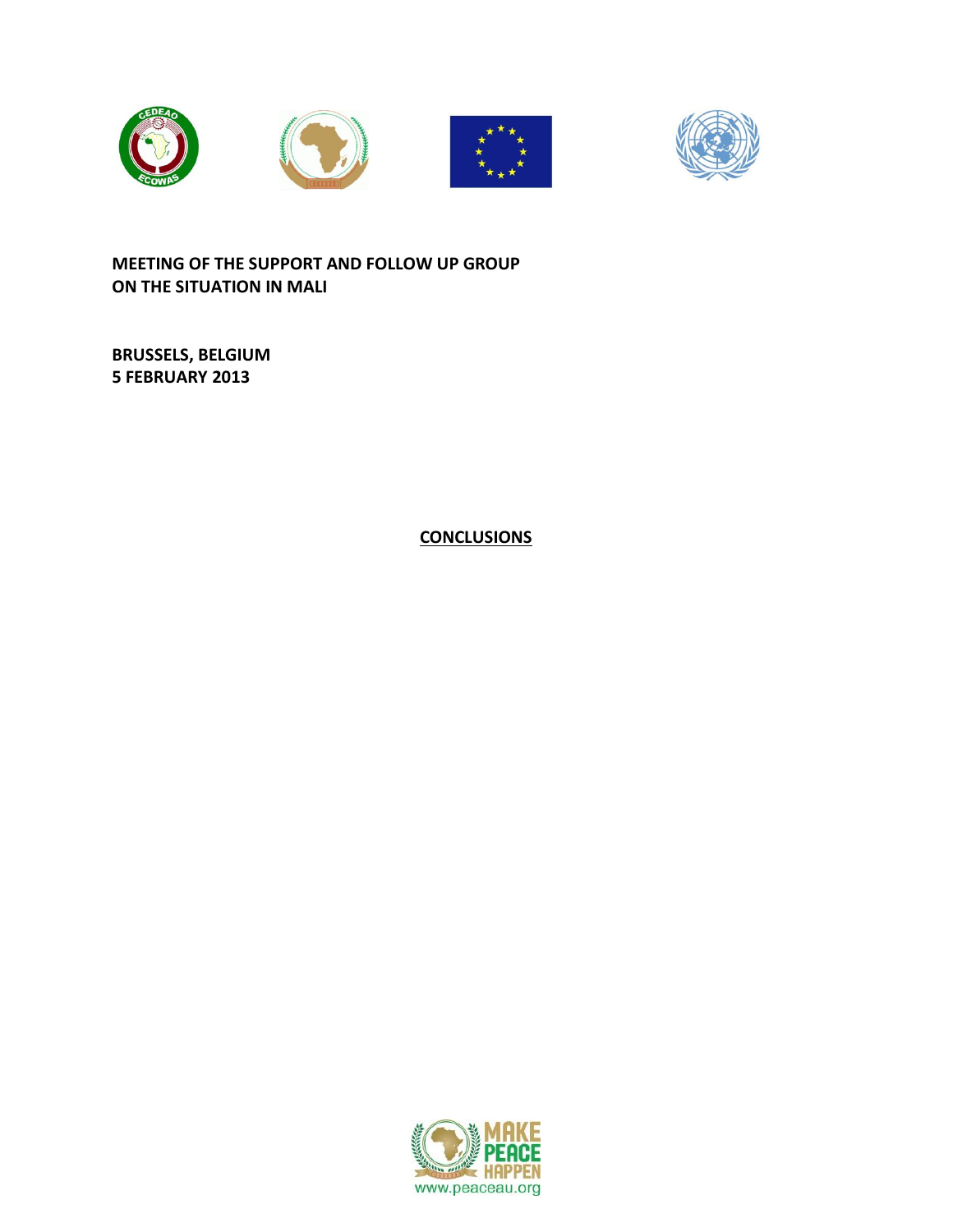# MEETING OF THE SUPPORT AND FOLLOW UP GROUP ON THE SITUATION IN MALI

**BRUSSELS, BELGIUM**
**5 FEBRUARY 2013**

## CONCLUSIONS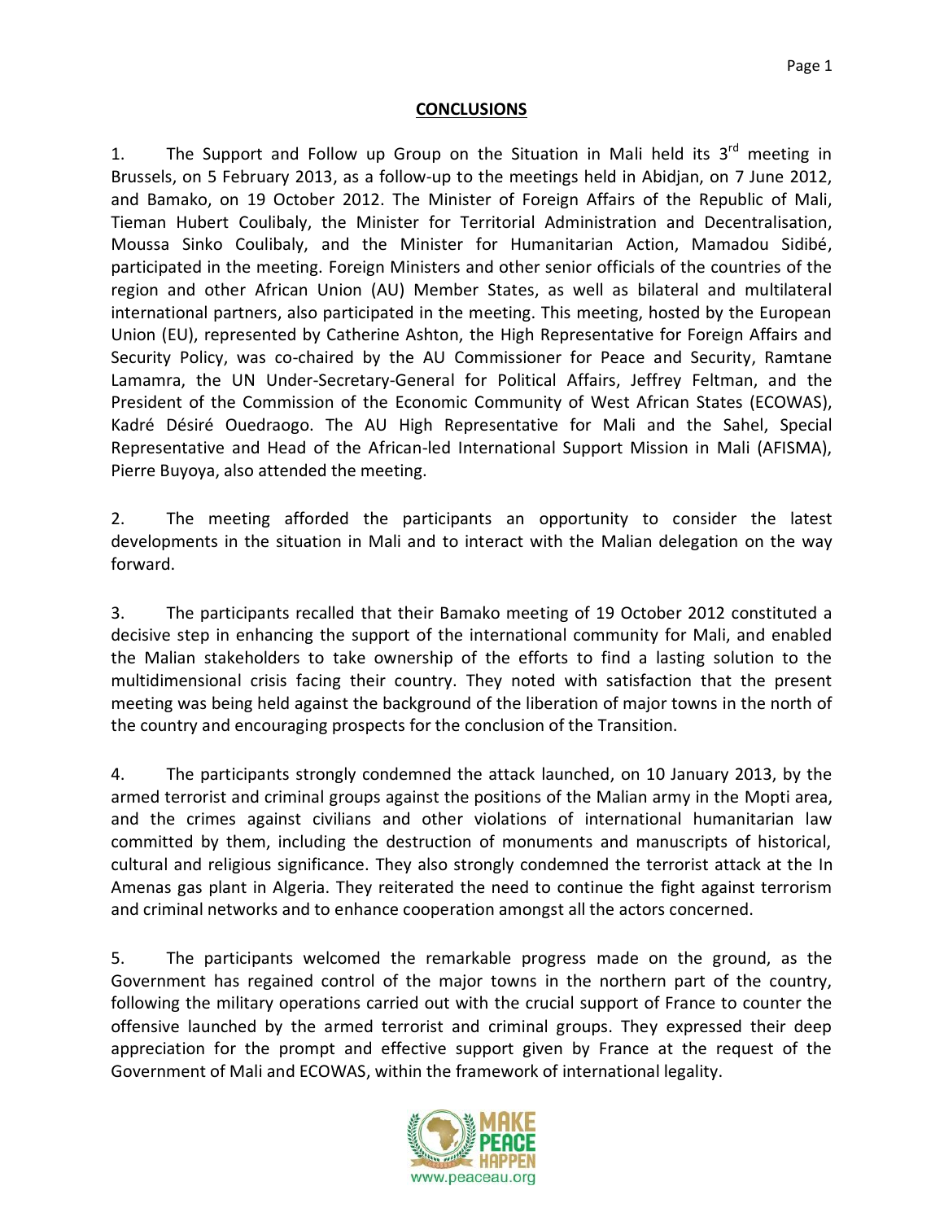## CONCLUSIONS

1. The Support and Follow up Group on the Situation in Mali held its 3rd meeting in Brussels, on 5 February 2013, as a follow-up to the meetings held in Abidjan, on 7 June 2012, and Bamako, on 19 October 2012. The Minister of Foreign Affairs of the Republic of Mali, Tieman Hubert Coulibaly, the Minister for Territorial Administration and Decentralisation, Moussa Sinko Coulibaly, and the Minister for Humanitarian Action, Mamadou Sidibé, participated in the meeting. Foreign Ministers and other senior officials of the countries of the region and other African Union (AU) Member States, as well as bilateral and multilateral international partners, also participated in the meeting. This meeting, hosted by the European Union (EU), represented by Catherine Ashton, the High Representative for Foreign Affairs and Security Policy, was co-chaired by the AU Commissioner for Peace and Security, Ramtane Lamamra, the UN Under-Secretary-General for Political Affairs, Jeffrey Feltman, and the President of the Commission of the Economic Community of West African States (ECOWAS), Kadré Désiré Ouedraogo. The AU High Representative for Mali and the Sahel, Special Representative and Head of the African-led International Support Mission in Mali (AFISMA), Pierre Buyoya, also attended the meeting.

2. The meeting afforded the participants an opportunity to consider the latest developments in the situation in Mali and to interact with the Malian delegation on the way forward.

3. The participants recalled that their Bamako meeting of 19 October 2012 constituted a decisive step in enhancing the support of the international community for Mali, and enabled the Malian stakeholders to take ownership of the efforts to find a lasting solution to the multidimensional crisis facing their country. They noted with satisfaction that the present meeting was being held against the background of the liberation of major towns in the north of the country and encouraging prospects for the conclusion of the Transition.

4. The participants strongly condemned the attack launched, on 10 January 2013, by the armed terrorist and criminal groups against the positions of the Malian army in the Mopti area, and the crimes against civilians and other violations of international humanitarian law committed by them, including the destruction of monuments and manuscripts of historical, cultural and religious significance. They also strongly condemned the terrorist attack at the In Amenas gas plant in Algeria. They reiterated the need to continue the fight against terrorism and criminal networks and to enhance cooperation amongst all the actors concerned.

5. The participants welcomed the remarkable progress made on the ground, as the Government has regained control of the major towns in the northern part of the country, following the military operations carried out with the crucial support of France to counter the offensive launched by the armed terrorist and criminal groups. They expressed their deep appreciation for the prompt and effective support given by France at the request of the Government of Mali and ECOWAS, within the framework of international legality.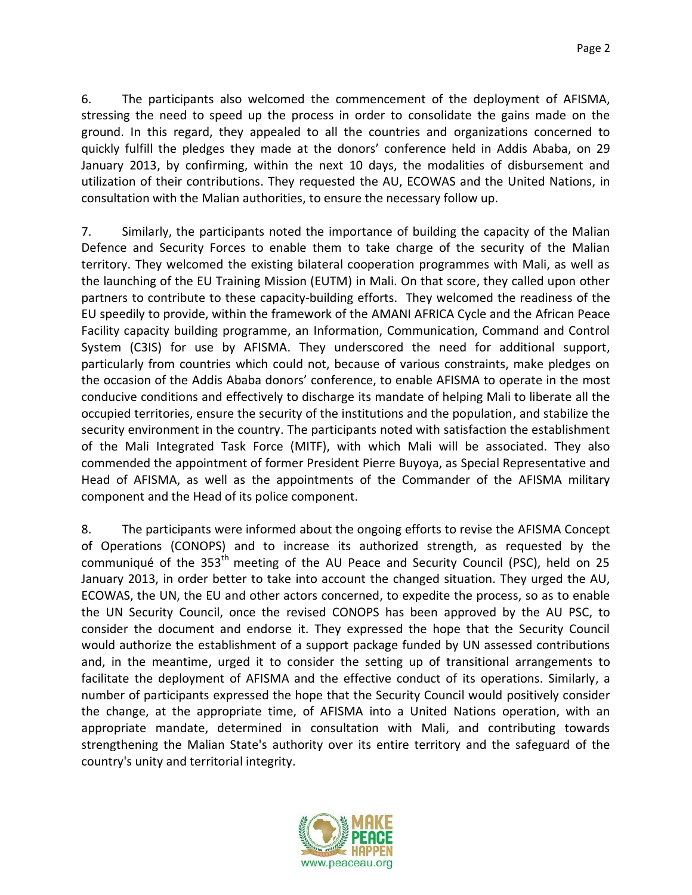6. The participants also welcomed the commencement of the deployment of AFISMA, stressing the need to speed up the process in order to consolidate the gains made on the ground. In this regard, they appealed to all the countries and organizations concerned to quickly fulfill the pledges they made at the donors' conference held in Addis Ababa, on 29 January 2013, by confirming, within the next 10 days, the modalities of disbursement and utilization of their contributions. They requested the AU, ECOWAS and the United Nations, in consultation with the Malian authorities, to ensure the necessary follow up.

7. Similarly, the participants noted the importance of building the capacity of the Malian Defence and Security Forces to enable them to take charge of the security of the Malian territory. They welcomed the existing bilateral cooperation programmes with Mali, as well as the launching of the EU Training Mission (EUTM) in Mali. On that score, they called upon other partners to contribute to these capacity-building efforts. They welcomed the readiness of the EU speedily to provide, within the framework of the AMANI AFRICA Cycle and the African Peace Facility capacity building programme, an Information, Communication, Command and Control System (C3IS) for use by AFISMA. They underscored the need for additional support, particularly from countries which could not, because of various constraints, make pledges on the occasion of the Addis Ababa donors' conference, to enable AFISMA to operate in the most conducive conditions and effectively to discharge its mandate of helping Mali to liberate all the occupied territories, ensure the security of the institutions and the population, and stabilize the security environment in the country. The participants noted with satisfaction the establishment of the Mali Integrated Task Force (MITF), with which Mali will be associated. They also commended the appointment of former President Pierre Buyoya, as Special Representative and Head of AFISMA, as well as the appointments of the Commander of the AFISMA military component and the Head of its police component.

8. The participants were informed about the ongoing efforts to revise the AFISMA Concept of Operations (CONOPS) and to increase its authorized strength, as requested by the communiqué of the 353rd meeting of the AU Peace and Security Council (PSC), held on 25 January 2013, in order better to take into account the changed situation. They urged the AU, ECOWAS, the UN, the EU and other actors concerned, to expedite the process, so as to enable the UN Security Council, once the revised CONOPS has been approved by the AU PSC, to consider the document and endorse it. They expressed the hope that the Security Council would authorize the establishment of a support package funded by UN assessed contributions and, in the meantime, urged it to consider the setting up of transitional arrangements to facilitate the deployment of AFISMA and the effective conduct of its operations. Similarly, a number of participants expressed the hope that the Security Council would positively consider the change, at the appropriate time, of AFISMA into a United Nations operation, with an appropriate mandate, determined in consultation with Mali, and contributing towards strengthening the Malian State's authority over its entire territory and the safeguard of the country's unity and territorial integrity.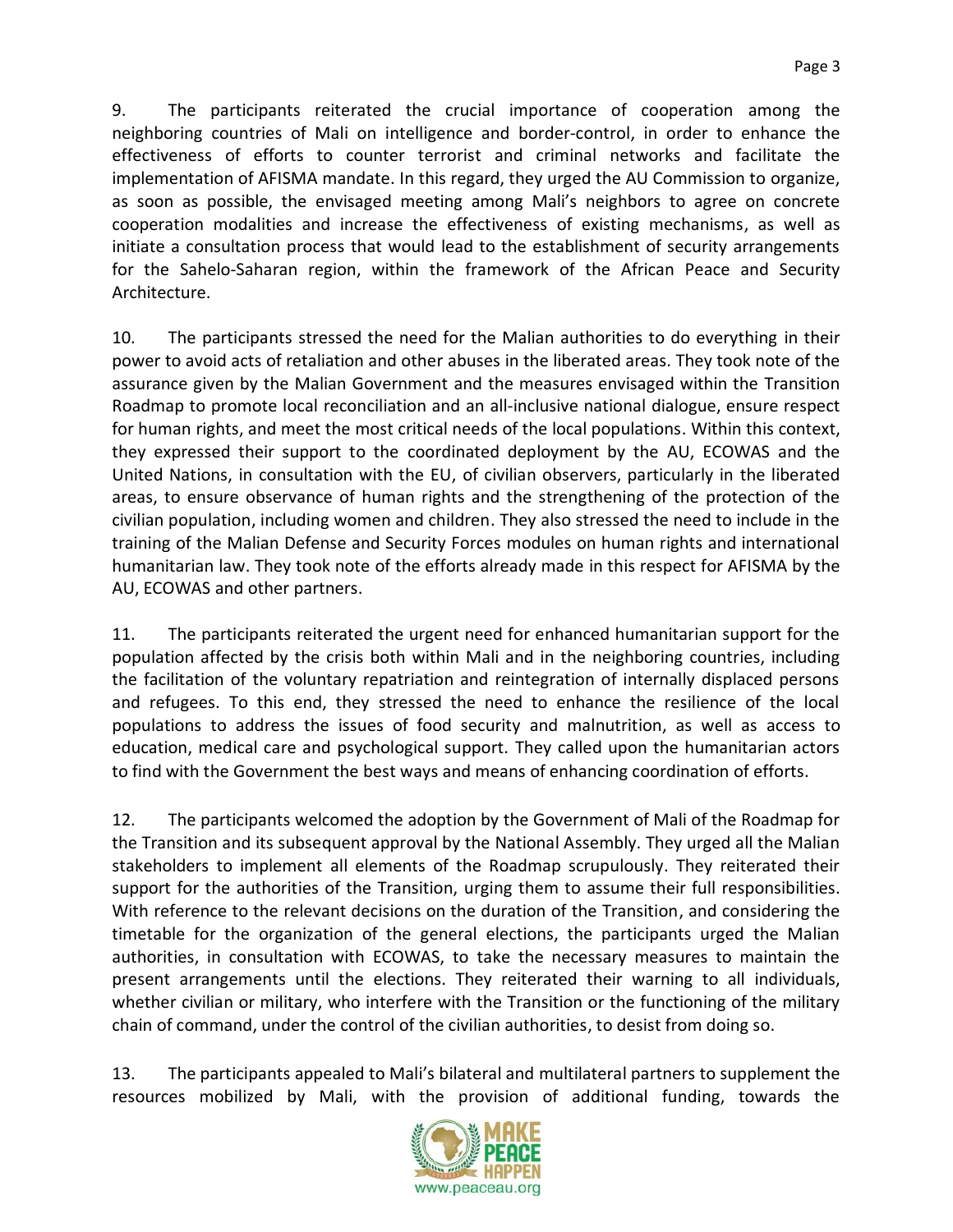9. The participants reiterated the crucial importance of cooperation among the neighboring countries of Mali on intelligence and border-control, in order to enhance the effectiveness of efforts to counter terrorist and criminal networks and facilitate the implementation of AFISMA mandate. In this regard, they urged the AU Commission to organize, as soon as possible, the envisaged meeting among Mali's neighbors to agree on concrete cooperation modalities and increase the effectiveness of existing mechanisms, as well as initiate a consultation process that would lead to the establishment of security arrangements for the Sahelo-Saharan region, within the framework of the African Peace and Security Architecture.

10. The participants stressed the need for the Malian authorities to do everything in their power to avoid acts of retaliation and other abuses in the liberated areas. They took note of the assurance given by the Malian Government and the measures envisaged within the Transition Roadmap to promote local reconciliation and an all-inclusive national dialogue, ensure respect for human rights, and meet the most critical needs of the local populations. Within this context, they expressed their support to the coordinated deployment by the AU, ECOWAS and the United Nations, in consultation with the EU, of civilian observers, particularly in the liberated areas, to ensure observance of human rights and the strengthening of the protection of the civilian population, including women and children. They also stressed the need to include in the training of the Malian Defense and Security Forces modules on human rights and international humanitarian law. They took note of the efforts already made in this respect for AFISMA by the AU, ECOWAS and other partners.

11. The participants reiterated the urgent need for enhanced humanitarian support for the population affected by the crisis both within Mali and in the neighboring countries, including the facilitation of the voluntary repatriation and reintegration of internally displaced persons and refugees. To this end, they stressed the need to enhance the resilience of the local populations to address the issues of food security and malnutrition, as well as access to education, medical care and psychological support. They called upon the humanitarian actors to find with the Government the best ways and means of enhancing coordination of efforts.

12. The participants welcomed the adoption by the Government of Mali of the Roadmap for the Transition and its subsequent approval by the National Assembly. They urged all the Malian stakeholders to implement all elements of the Roadmap scrupulously. They reiterated their support for the authorities of the Transition, urging them to assume their full responsibilities. With reference to the relevant decisions on the duration of the Transition, and considering the timetable for the organization of the general elections, the participants urged the Malian authorities, in consultation with ECOWAS, to take the necessary measures to maintain the present arrangements until the elections. They reiterated their warning to all individuals, whether civilian or military, who interfere with the Transition or the functioning of the military chain of command, under the control of the civilian authorities, to desist from doing so.

13. The participants appealed to Mali's bilateral and multilateral partners to supplement the resources mobilized by Mali, with the provision of additional funding, towards the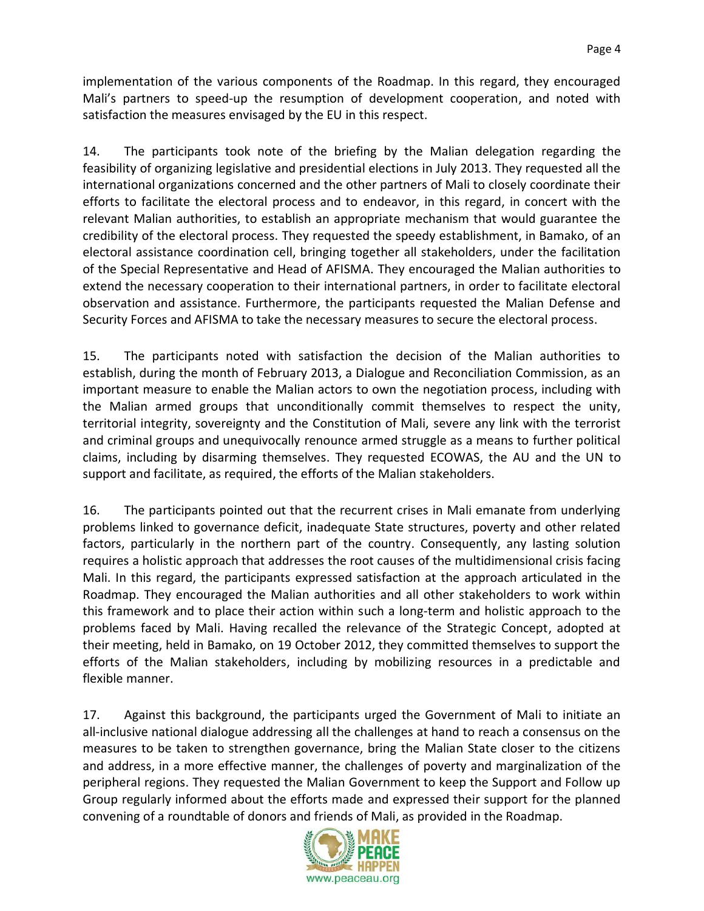implementation of the various components of the Roadmap. In this regard, they encouraged Mali's partners to speed-up the resumption of development cooperation, and noted with satisfaction the measures envisaged by the EU in this respect.

14. The participants took note of the briefing by the Malian delegation regarding the feasibility of organizing legislative and presidential elections in July 2013. They requested all the international organizations concerned and the other partners of Mali to closely coordinate their efforts to facilitate the electoral process and to endeavor, in this regard, in concert with the relevant Malian authorities, to establish an appropriate mechanism that would guarantee the credibility of the electoral process. They requested the speedy establishment, in Bamako, of an electoral assistance coordination cell, bringing together all stakeholders, under the facilitation of the Special Representative and Head of AFISMA. They encouraged the Malian authorities to extend the necessary cooperation to their international partners, in order to facilitate electoral observation and assistance. Furthermore, the participants requested the Malian Defense and Security Forces and AFISMA to take the necessary measures to secure the electoral process.

15. The participants noted with satisfaction the decision of the Malian authorities to establish, during the month of February 2013, a Dialogue and Reconciliation Commission, as an important measure to enable the Malian actors to own the negotiation process, including with the Malian armed groups that unconditionally commit themselves to respect the unity, territorial integrity, sovereignty and the Constitution of Mali, severe any link with the terrorist and criminal groups and unequivocally renounce armed struggle as a means to further political claims, including by disarming themselves. They requested ECOWAS, the AU and the UN to support and facilitate, as required, the efforts of the Malian stakeholders.

16. The participants pointed out that the recurrent crises in Mali emanate from underlying problems linked to governance deficit, inadequate State structures, poverty and other related factors, particularly in the northern part of the country. Consequently, any lasting solution requires a holistic approach that addresses the root causes of the multidimensional crisis facing Mali. In this regard, the participants expressed satisfaction at the approach articulated in the Roadmap. They encouraged the Malian authorities and all other stakeholders to work within this framework and to place their action within such a long-term and holistic approach to the problems faced by Mali. Having recalled the relevance of the Strategic Concept, adopted at their meeting, held in Bamako, on 19 October 2012, they committed themselves to support the efforts of the Malian stakeholders, including by mobilizing resources in a predictable and flexible manner.

17. Against this background, the participants urged the Government of Mali to initiate an all-inclusive national dialogue addressing all the challenges at hand to reach a consensus on the measures to be taken to strengthen governance, bring the Malian State closer to the citizens and address, in a more effective manner, the challenges of poverty and marginalization of the peripheral regions. They requested the Malian Government to keep the Support and Follow up Group regularly informed about the efforts made and expressed their support for the planned convening of a roundtable of donors and friends of Mali, as provided in the Roadmap.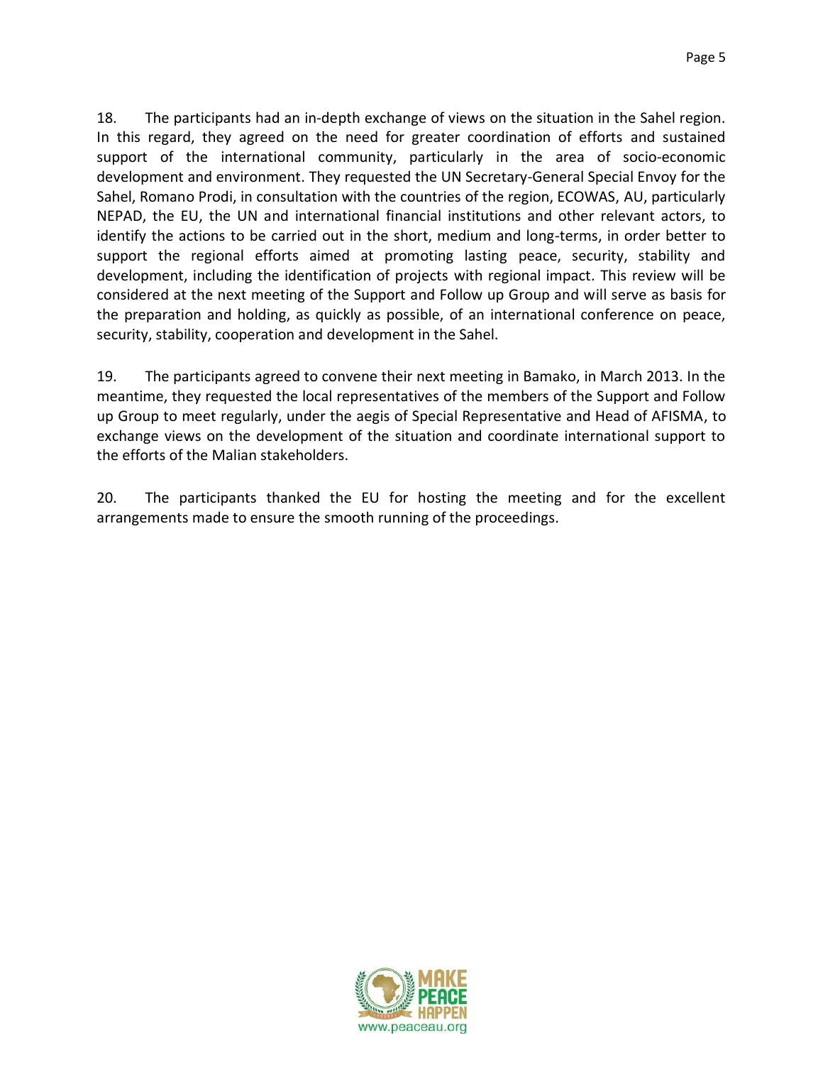18. The participants had an in-depth exchange of views on the situation in the Sahel region. In this regard, they agreed on the need for greater coordination of efforts and sustained support of the international community, particularly in the area of socio-economic development and environment. They requested the UN Secretary-General Special Envoy for the Sahel, Romano Prodi, in consultation with the countries of the region, ECOWAS, AU, particularly NEPAD, the EU, the UN and international financial institutions and other relevant actors, to identify the actions to be carried out in the short, medium and long-terms, in order better to support the regional efforts aimed at promoting lasting peace, security, stability and development, including the identification of projects with regional impact. This review will be considered at the next meeting of the Support and Follow up Group and will serve as basis for the preparation and holding, as quickly as possible, of an international conference on peace, security, stability, cooperation and development in the Sahel.

19. The participants agreed to convene their next meeting in Bamako, in March 2013. In the meantime, they requested the local representatives of the members of the Support and Follow up Group to meet regularly, under the aegis of Special Representative and Head of AFISMA, to exchange views on the development of the situation and coordinate international support to the efforts of the Malian stakeholders.

20. The participants thanked the EU for hosting the meeting and for the excellent arrangements made to ensure the smooth running of the proceedings.